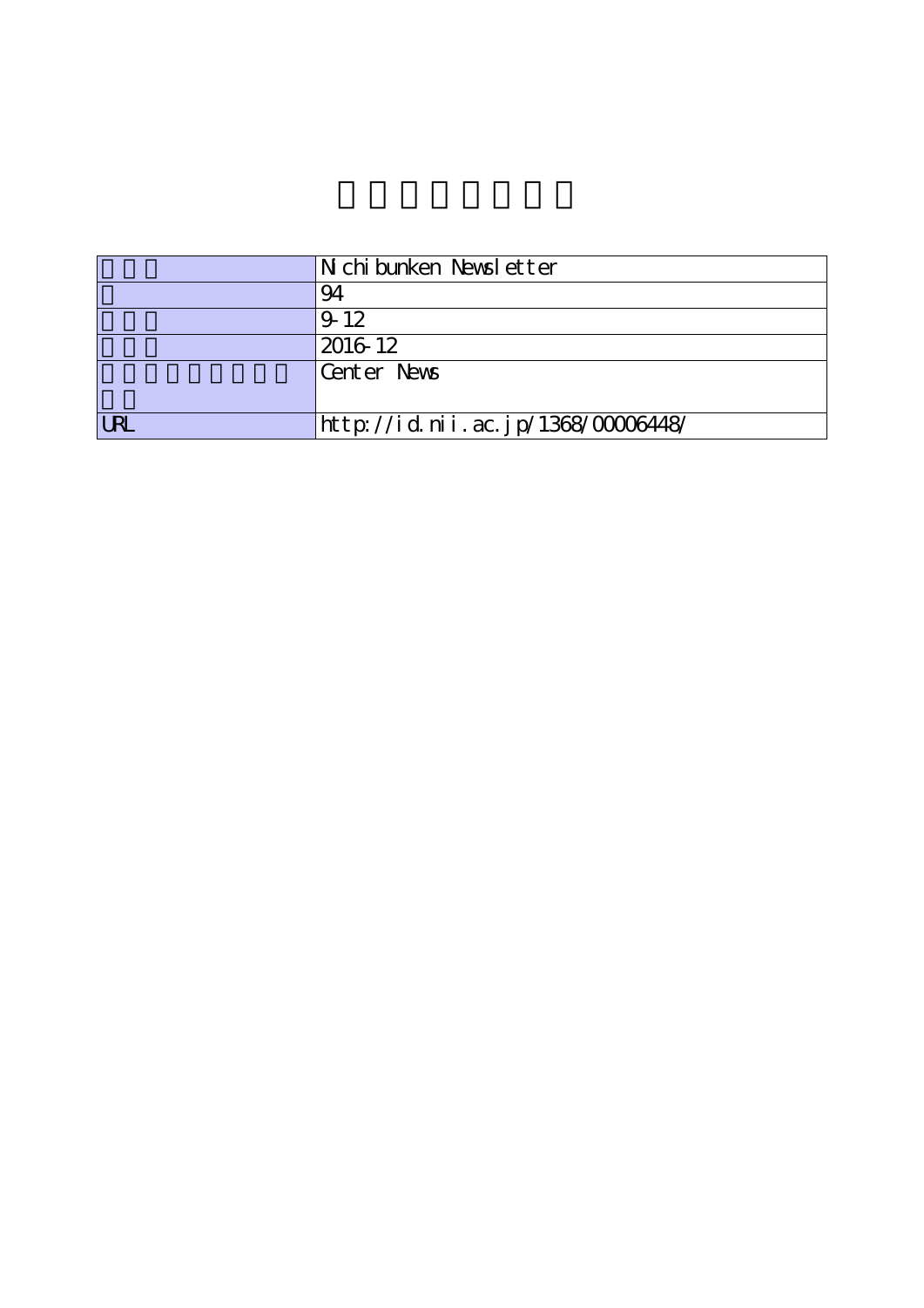| | |
|---|---|
| | Nichibunken Newsletter |
| | 94 |
| | 9-12 |
| | 2016-12 |
| | Center News |
| URL | http://id.nii.ac.jp/1368/00006448/ |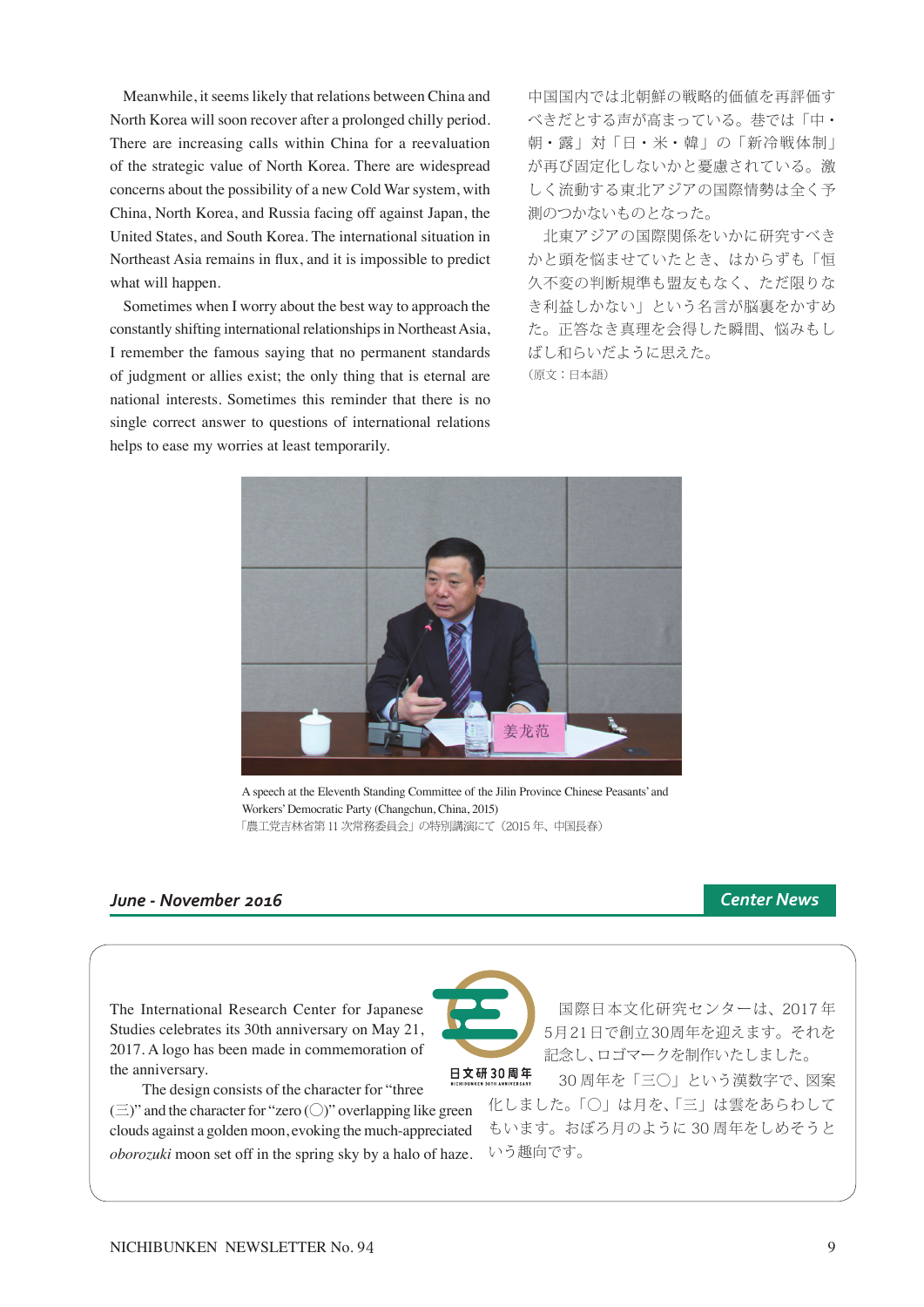Meanwhile, it seems likely that relations between China and North Korea will soon recover after a prolonged chilly period. There are increasing calls within China for a reevaluation of the strategic value of North Korea. There are widespread concerns about the possibility of a new Cold War system, with China, North Korea, and Russia facing off against Japan, the United States, and South Korea. The international situation in Northeast Asia remains in flux, and it is impossible to predict what will happen.

Sometimes when I worry about the best way to approach the constantly shifting international relationships in Northeast Asia, I remember the famous saying that no permanent standards of judgment or allies exist; the only thing that is eternal are national interests. Sometimes this reminder that there is no single correct answer to questions of international relations helps to ease my worries at least temporarily.

中国国内では北朝鮮の戦略的価値を再評価すべきだとする声が高まっている。巷では「中・朝・露」対「日・米・韓」の「新冷戦体制」が再び固定化しないかと憂慮されている。激しく流動する東北アジアの国際情勢は全く予測のつかないものとなった。

北東アジアの国際関係をいかに研究すべきかと頭を悩ませていたとき、はからずも「恒久不変の判断規準も盟友もなく、ただ限りなき利益しかない」という名言が脳裏をかすめた。正答なき真理を会得した瞬間、悩みもしばし和らいだように思えた。

（原文：日本語）

A speech at the Eleventh Standing Committee of the Jilin Province Chinese Peasants' and Workers' Democratic Party (Changchun, China, 2015)
「農工党吉林省第 11 次常務委員会」の特別講演にて（2015 年、中国長春）

## June - November 2016

## Center News

The International Research Center for Japanese Studies celebrates its 30th anniversary on May 21, 2017. A logo has been made in commemoration of the anniversary.

The design consists of the character for "three (三)" and the character for "zero (〇)" overlapping like green clouds against a golden moon, evoking the much-appreciated *oborozuki* moon set off in the spring sky by a halo of haze.

国際日本文化研究センターは、2017 年 5 月 21 日で創立 30 周年を迎えます。それを記念し、ロゴマークを制作いたしました。

30 周年を「三〇」という漢数字で、図案化しました。「〇」は月を、「三」は雲をあらわしています。おぼろ月のように 30 周年をしめそうという趣向です。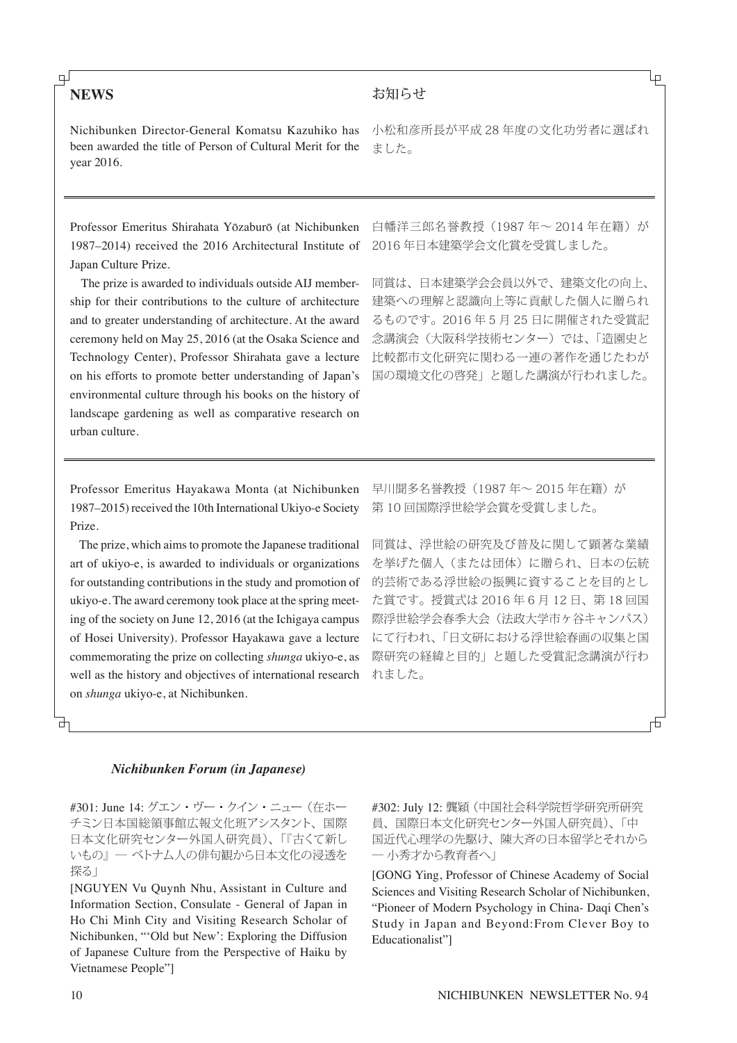## NEWS

## お知らせ

Nichibunken Director-General Komatsu Kazuhiko has been awarded the title of Person of Cultural Merit for the year 2016.

小松和彦所長が平成 28 年度の文化功労者に選ばれました。

---

Professor Emeritus Shirahata Yōzaburō (at Nichibunken 1987–2014) received the 2016 Architectural Institute of Japan Culture Prize.

The prize is awarded to individuals outside AIJ membership for their contributions to the culture of architecture and to greater understanding of architecture. At the award ceremony held on May 25, 2016 (at the Osaka Science and Technology Center), Professor Shirahata gave a lecture on his efforts to promote better understanding of Japan's environmental culture through his books on the history of landscape gardening as well as comparative research on urban culture.

白幡洋三郎名誉教授（1987 年～ 2014 年在籍）が 2016 年日本建築学会文化賞を受賞しました。

同賞は、日本建築学会会員以外で、建築文化の向上、建築への理解と認識向上等に貢献した個人に贈られるものです。2016 年 5 月 25 日に開催された受賞記念講演会（大阪科学技術センター）では、「造園史と比較都市文化研究に関わる一連の著作を通じたわが国の環境文化の啓発」と題した講演が行われました。

---

Professor Emeritus Hayakawa Monta (at Nichibunken 1987–2015) received the 10th International Ukiyo-e Society Prize.

The prize, which aims to promote the Japanese traditional art of ukiyo-e, is awarded to individuals or organizations for outstanding contributions in the study and promotion of ukiyo-e. The award ceremony took place at the spring meeting of the society on June 12, 2016 (at the Ichigaya campus of Hosei University). Professor Hayakawa gave a lecture commemorating the prize on collecting *shunga* ukiyo-e, as well as the history and objectives of international research on *shunga* ukiyo-e, at Nichibunken.

早川聞多名誉教授（1987 年～ 2015 年在籍）が第 10 回国際浮世絵学会賞を受賞しました。

同賞は、浮世絵の研究及び普及に関して顕著な業績を挙げた個人（または団体）に贈られ、日本の伝統的芸術である浮世絵の振興に資することを目的とした賞です。授賞式は 2016 年 6 月 12 日、第 18 回国際浮世絵学会春季大会（法政大学市ヶ谷キャンパス）にて行われ、「日文研における浮世絵春画の収集と国際研究の経緯と目的」と題した受賞記念講演が行われました。

### *Nichibunken Forum (in Japanese)*

#301: June 14: グエン・ヴー・クイン・ニュー（在ホーチミン日本国総領事館広報文化班アシスタント、国際日本文化研究センター外国人研究員）、「『古くて新しいもの』― ベトナム人の俳句観から日本文化の浸透を探る」

[NGUYEN Vu Quynh Nhu, Assistant in Culture and Information Section, Consulate - General of Japan in Ho Chi Minh City and Visiting Research Scholar of Nichibunken, "'Old but New': Exploring the Diffusion of Japanese Culture from the Perspective of Haiku by Vietnamese People"]

#302: July 12: 龔穎（中国社会科学院哲学研究所研究員、国際日本文化研究センター外国人研究員）、「中国近代心理学の先駆け、陳大斉の日本留学とそれから ― 小秀才から教育者へ」

[GONG Ying, Professor of Chinese Academy of Social Sciences and Visiting Research Scholar of Nichibunken, "Pioneer of Modern Psychology in China- Daqi Chen's Study in Japan and Beyond:From Clever Boy to Educationalist"]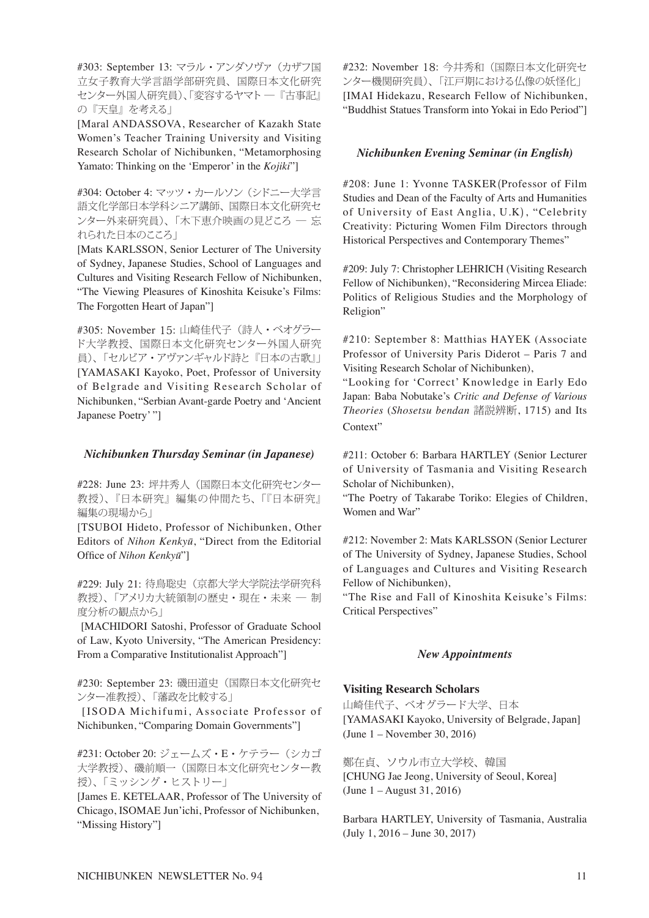#303: September 13: マラル・アンダソヴァ（カザフ国立女子教育大学言語学部研究員、国際日本文化研究センター外国人研究員）、「変容するヤマト ―『古事記』の『天皇』を考える」
[Maral ANDASSOVA, Researcher of Kazakh State Women's Teacher Training University and Visiting Research Scholar of Nichibunken, "Metamorphosing Yamato: Thinking on the 'Emperor' in the *Kojiki*"]

#304: October 4: マッツ・カールソン（シドニー大学言語文化学部日本学科シニア講師、国際日本文化研究センター外来研究員）、「木下恵介映画の見どころ ― 忘れられた日本のこころ」
[Mats KARLSSON, Senior Lecturer of The University of Sydney, Japanese Studies, School of Languages and Cultures and Visiting Research Fellow of Nichibunken, "The Viewing Pleasures of Kinoshita Keisuke's Films: The Forgotten Heart of Japan"]

#305: November 15: 山崎佳代子（詩人・ベオグラード大学教授、国際日本文化研究センター外国人研究員）、「セルビア・アヴァンギャルド詩と『日本の古歌』」
[YAMASAKI Kayoko, Poet, Professor of University of Belgrade and Visiting Research Scholar of Nichibunken, "Serbian Avant-garde Poetry and 'Ancient Japanese Poetry' "]

### *Nichibunken Thursday Seminar (in Japanese)*

#228: June 23: 坪井秀人（国際日本文化研究センター教授）、『日本研究』編集の仲間たち、「『日本研究』編集の現場から」
[TSUBOI Hideto, Professor of Nichibunken, Other Editors of *Nihon Kenkyū*, "Direct from the Editorial Office of *Nihon Kenkyū*"]

#229: July 21: 待鳥聡史（京都大学大学院法学研究科教授）、「アメリカ大統領制の歴史・現在・未来 ― 制度分析の観点から」
[MACHIDORI Satoshi, Professor of Graduate School of Law, Kyoto University, "The American Presidency: From a Comparative Institutionalist Approach"]

#230: September 23: 磯田道史（国際日本文化研究センター准教授）、「藩政を比較する」
[ISODA Michifumi, Associate Professor of Nichibunken, "Comparing Domain Governments"]

#231: October 20: ジェームズ・E・ケテラー（シカゴ大学教授）、磯前順一（国際日本文化研究センター教授）、「ミッシング・ヒストリー」
[James E. KETELAAR, Professor of The University of Chicago, ISOMAE Jun'ichi, Professor of Nichibunken, "Missing History"]

#232: November 18: 今井秀和（国際日本文化研究センター機関研究員）、「江戸期における仏像の妖怪化」
[IMAI Hidekazu, Research Fellow of Nichibunken, "Buddhist Statues Transform into Yokai in Edo Period"]

### *Nichibunken Evening Seminar (in English)*

#208: June 1: Yvonne TASKER(Professor of Film Studies and Dean of the Faculty of Arts and Humanities of University of East Anglia, U.K), "Celebrity Creativity: Picturing Women Film Directors through Historical Perspectives and Contemporary Themes"

#209: July 7: Christopher LEHRICH (Visiting Research Fellow of Nichibunken), "Reconsidering Mircea Eliade: Politics of Religious Studies and the Morphology of Religion"

#210: September 8: Matthias HAYEK (Associate Professor of University Paris Diderot – Paris 7 and Visiting Research Scholar of Nichibunken),
"Looking for 'Correct' Knowledge in Early Edo Japan: Baba Nobutake's *Critic and Defense of Various Theories* (*Shosetsu bendan* 諸説辨断, 1715) and Its Context"

#211: October 6: Barbara HARTLEY (Senior Lecturer of University of Tasmania and Visiting Research Scholar of Nichibunken),
"The Poetry of Takarabe Toriko: Elegies of Children, Women and War"

#212: November 2: Mats KARLSSON (Senior Lecturer of The University of Sydney, Japanese Studies, School of Languages and Cultures and Visiting Research Fellow of Nichibunken),
"The Rise and Fall of Kinoshita Keisuke's Films: Critical Perspectives"

### *New Appointments*

**Visiting Research Scholars**

山崎佳代子、ベオグラード大学、日本
[YAMASAKI Kayoko, University of Belgrade, Japan]
(June 1 – November 30, 2016)

鄭在貞、ソウル市立大学校、韓国
[CHUNG Jae Jeong, University of Seoul, Korea]
(June 1 – August 31, 2016)

Barbara HARTLEY, University of Tasmania, Australia
(July 1, 2016 – June 30, 2017)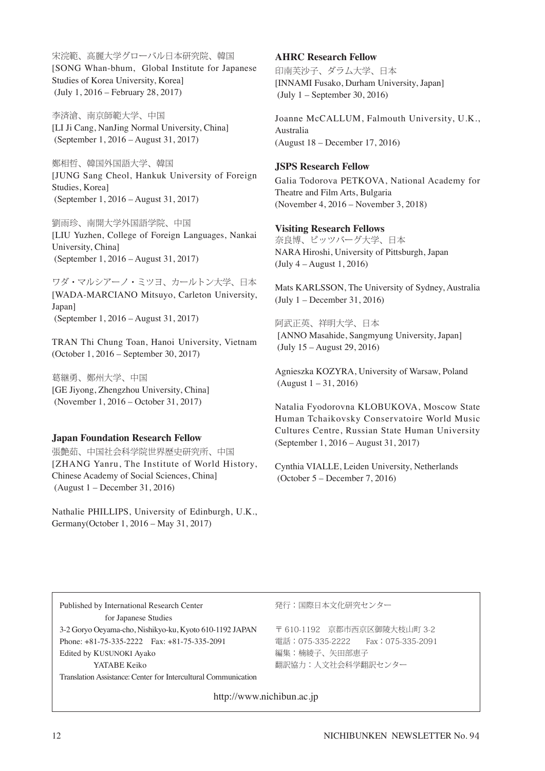宋浣範、高麗大学グローバル日本研究院、韓国
[SONG Whan-bhum, Global Institute for Japanese Studies of Korea University, Korea]
(July 1, 2016 – February 28, 2017)

李済滄、南京師範大学、中国
[LI Ji Cang, NanJing Normal University, China]
(September 1, 2016 – August 31, 2017)

鄭相哲、韓国外国語大学、韓国
[JUNG Sang Cheol, Hankuk University of Foreign Studies, Korea]
(September 1, 2016 – August 31, 2017)

劉雨珍、南開大学外国語学院、中国
[LIU Yuzhen, College of Foreign Languages, Nankai University, China]
(September 1, 2016 – August 31, 2017)

ワダ・マルシアーノ・ミツヨ、カールトン大学、日本
[WADA-MARCIANO Mitsuyo, Carleton University, Japan]
(September 1, 2016 – August 31, 2017)

TRAN Thi Chung Toan, Hanoi University, Vietnam
(October 1, 2016 – September 30, 2017)

葛継勇、鄭州大学、中国
[GE Jiyong, Zhengzhou University, China]
(November 1, 2016 – October 31, 2017)

### Japan Foundation Research Fellow

張艶茹、中国社会科学院世界歴史研究所、中国
[ZHANG Yanru, The Institute of World History, Chinese Academy of Social Sciences, China]
(August 1 – December 31, 2016)

Nathalie PHILLIPS, University of Edinburgh, U.K., Germany(October 1, 2016 – May 31, 2017)

### AHRC Research Fellow

印南芙沙子、ダラム大学、日本
[INNAMI Fusako, Durham University, Japan]
(July 1 – September 30, 2016)

Joanne McCALLUM, Falmouth University, U.K., Australia
(August 18 – December 17, 2016)

### JSPS Research Fellow

Galia Todorova PETKOVA, National Academy for Theatre and Film Arts, Bulgaria
(November 4, 2016 – November 3, 2018)

### Visiting Research Fellows

奈良博、ピッツバーグ大学、日本
NARA Hiroshi, University of Pittsburgh, Japan
(July 4 – August 1, 2016)

Mats KARLSSON, The University of Sydney, Australia
(July 1 – December 31, 2016)

阿武正英、祥明大学、日本
[ANNO Masahide, Sangmyung University, Japan]
(July 15 – August 29, 2016)

Agnieszka KOZYRA, University of Warsaw, Poland
(August 1 – 31, 2016)

Natalia Fyodorovna KLOBUKOVA, Moscow State Human Tchaikovsky Conservatoire World Music Cultures Centre, Russian State Human University
(September 1, 2016 – August 31, 2017)

Cynthia VIALLE, Leiden University, Netherlands
(October 5 – December 7, 2016)

---

Published by International Research Center for Japanese Studies
3-2 Goryo Oeyama-cho, Nishikyo-ku, Kyoto 610-1192 JAPAN
Phone: +81-75-335-2222　Fax: +81-75-335-2091
Edited by KUSUNOKI Ayako
YATABE Keiko
Translation Assistance: Center for Intercultural Communication

発行：国際日本文化研究センター
〒610-1192　京都市西京区御陵大枝山町 3-2
電話：075-335-2222　Fax：075-335-2091
編集：楠綾子、矢田部恵子
翻訳協力：人文社会科学翻訳センター

http://www.nichibun.ac.jp